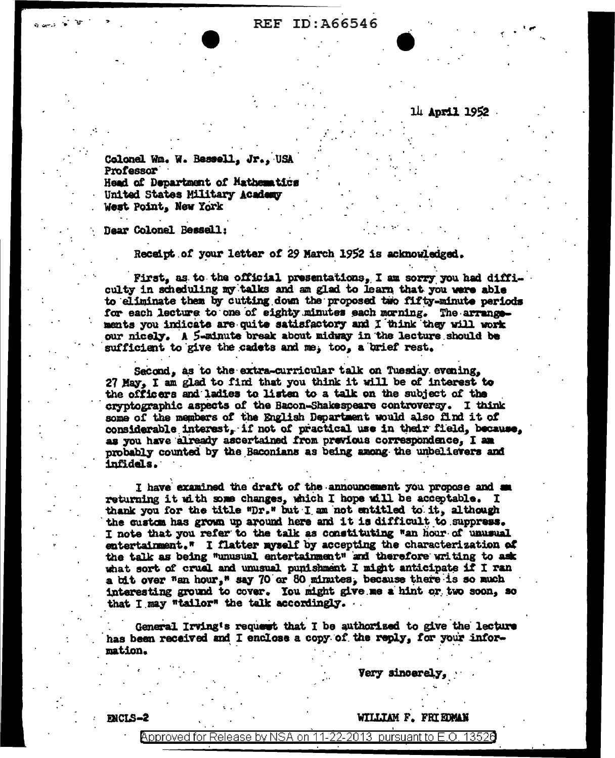REF ID:A66546

14 April 1952

Colonel Wm. W. Bessell, Jr., USA
Professor
Head of Department of Mathematics
United States Military Academy
West Point, New York

Dear Colonel Bessell:

Receipt of your letter of 29 March 1952 is acknowledged.

First, as to the official presentations, I am sorry you had difficulty in scheduling my talks and am glad to learn that you were able to eliminate them by cutting down the proposed two fifty-minute periods for each lecture to one of eighty minutes each morning. The arrangements you indicate are quite satisfactory and I think they will work our nicely. A 5-minute break about midway in the lecture should be sufficient to give the cadets and me, too, a brief rest.

Second, as to the extra-curricular talk on Tuesday evening, 27 May, I am glad to find that you think it will be of interest to the officers and ladies to listen to a talk on the subject of the cryptographic aspects of the Bacon-Shakespeare controversy. I think some of the members of the English Department would also find it of considerable interest, if not of practical use in their field, because, as you have already ascertained from previous correspondence, I am probably counted by the Baconians as being among the unbelievers and infidels.

I have examined the draft of the announcement you propose and am returning it with some changes, which I hope will be acceptable. I thank you for the title "Dr." but I am not entitled to it, although the custom has grown up around here and it is difficult to suppress. I note that you refer to the talk as constituting "an hour of unusual entertainment." I flatter myself by accepting the characterization of the talk as being "unusual entertainment" and therefore writing to ask what sort of cruel and unusual punishment I might anticipate if I ran a bit over "an hour," say 70 or 80 minutes, because there is so much interesting ground to cover. You might give me a hint or two soon, so that I may "tailor" the talk accordingly.

General Irving's request that I be authorized to give the lecture has been received and I enclose a copy of the reply, for your information.

Very sincerely,

ENCLS-2

WILLIAM F. FRIEDMAN

Approved for Release by NSA on 11-22-2013 pursuant to E.O. 13526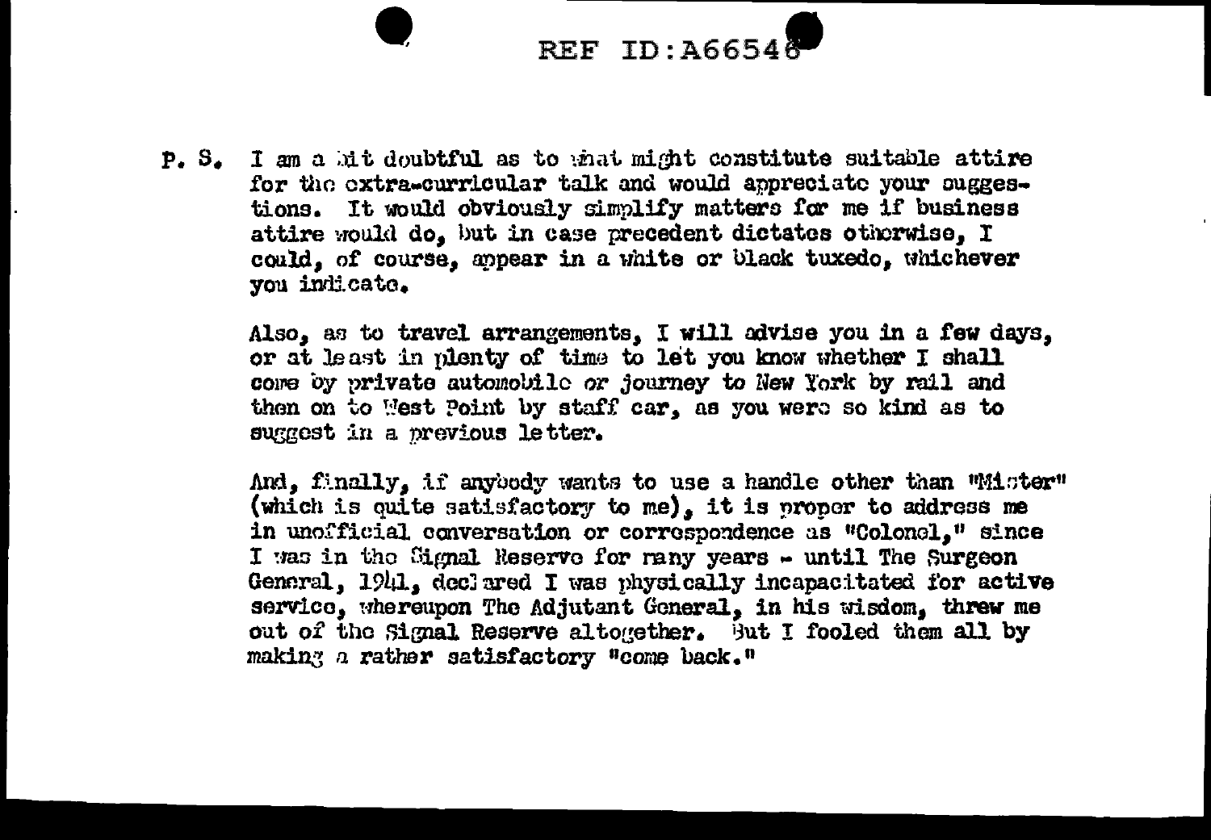P. S. I am a bit doubtful as to what might constitute suitable attire for the extra-curricular talk and would appreciate your suggestions. It would obviously simplify matters for me if business attire would do, but in case precedent dictates otherwise, I could, of course, appear in a white or black tuxedo, whichever you indicate.

Also, as to travel arrangements, I will advise you in a few days, or at least in plenty of time to let you know whether I shall come by private automobile or journey to New York by rail and then on to West Point by staff car, as you were so kind as to suggest in a previous letter.

And, finally, if anybody wants to use a handle other than "Mister" (which is quite satisfactory to me), it is proper to address me in unofficial conversation or correspondence as "Colonel," since I was in the Signal Reserve for many years - until The Surgeon General, 1941, declared I was physically incapacitated for active service, whereupon The Adjutant General, in his wisdom, threw me out of the Signal Reserve altogether. But I fooled them all by making a rather satisfactory "come back."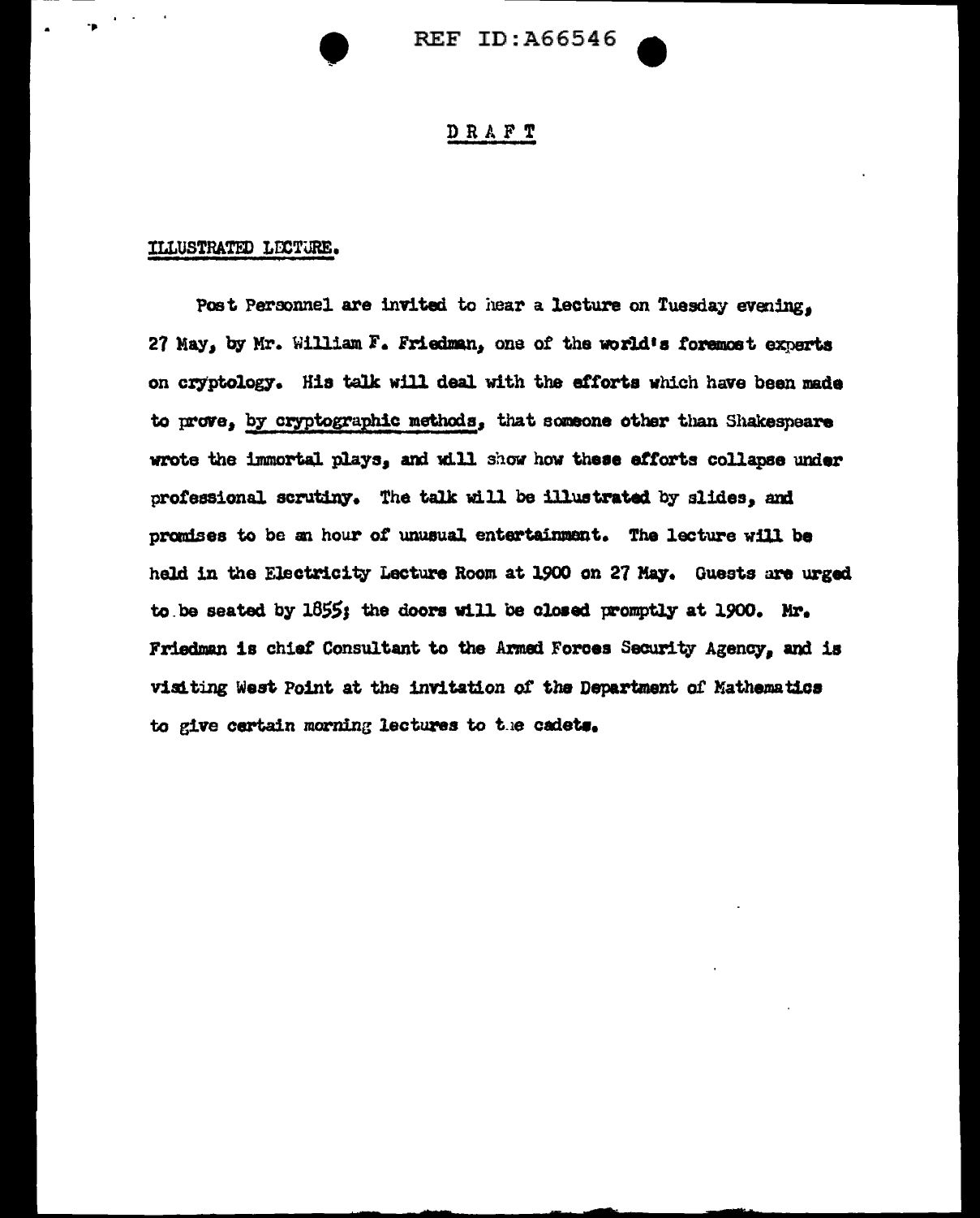DRAFT

ILLUSTRATED LECTURE.

Post Personnel are invited to hear a lecture on Tuesday evening, 27 May, by Mr. William F. Friedman, one of the world's foremost experts on cryptology. His talk will deal with the efforts which have been made to prove, by cryptographic methods, that someone other than Shakespeare wrote the immortal plays, and will show how these efforts collapse under professional scrutiny. The talk will be illustrated by slides, and promises to be an hour of unusual entertainment. The lecture will be held in the Electricity Lecture Room at 1900 on 27 May. Guests are urged to be seated by 1855; the doors will be closed promptly at 1900. Mr. Friedman is chief Consultant to the Armed Forces Security Agency, and is visiting West Point at the invitation of the Department of Mathematics to give certain morning lectures to the cadets.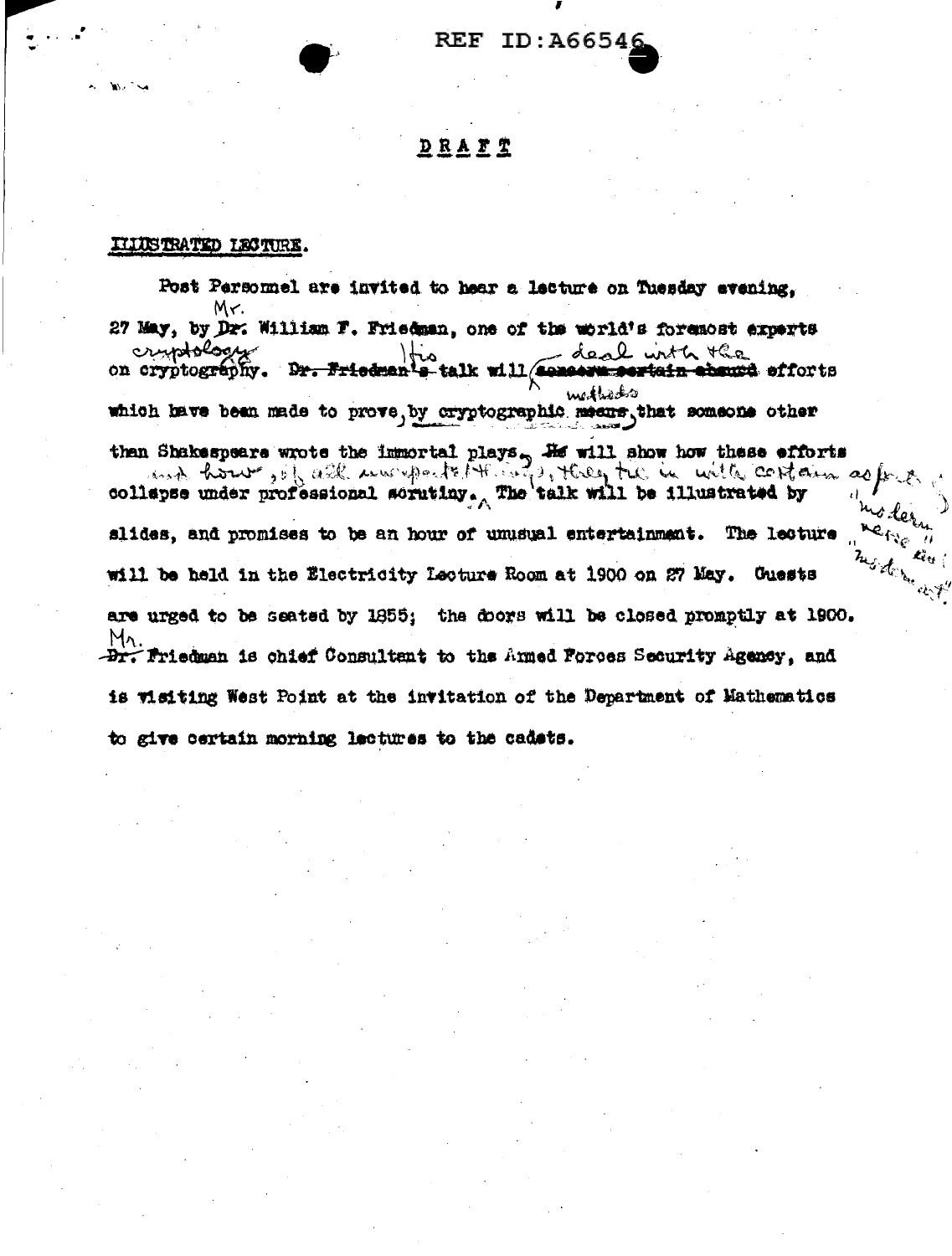DRAFT

ILLUSTRATED LECTURE.

Post Personnel are invited to hear a lecture on Tuesday evening, 27 May, by Mr. William F. Friedman, one of the world's foremost experts on cryptology. His talk will deal with the efforts which have been made to prove, by cryptographic methods, that someone other than Shakespeare wrote the immortal plays, and how, of all unexpected things, they tie in with certain aspects of "modern" "modern art". He will show how these efforts collapse under professional scrutiny. The talk will be illustrated by slides, and promises to be an hour of unusual entertainment. The lecture will be held in the Electricity Lecture Room at 1900 on 27 May. Guests are urged to be seated by 1855; the doors will be closed promptly at 1900. Mr. Friedman is chief Consultant to the Armed Forces Security Agency, and is visiting West Point at the invitation of the Department of Mathematics to give certain morning lectures to the cadets.